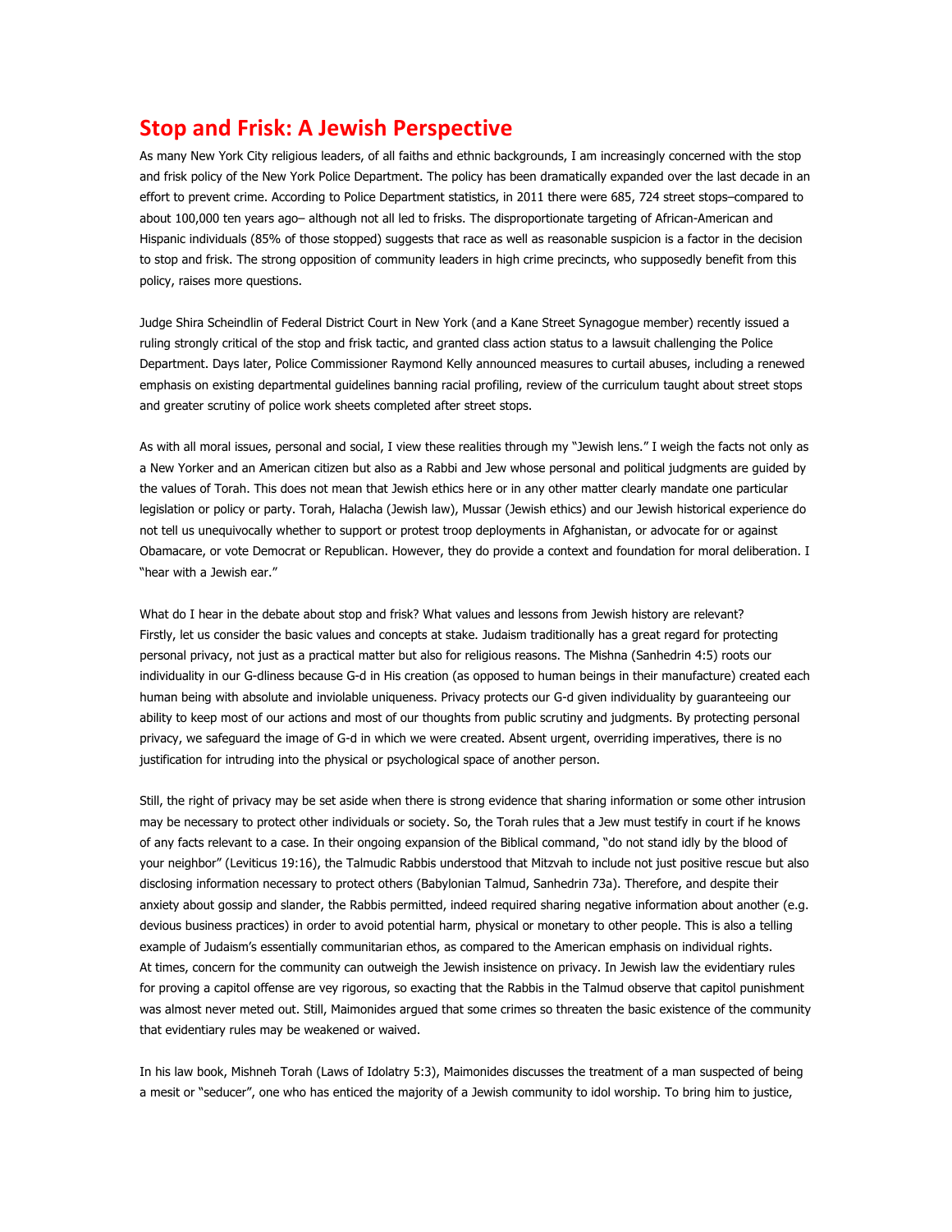# Stop and Frisk: A Jewish Perspective

As many New York City religious leaders, of all faiths and ethnic backgrounds, I am increasingly concerned with the stop and frisk policy of the New York Police Department. The policy has been dramatically expanded over the last decade in an effort to prevent crime. According to Police Department statistics, in 2011 there were 685, 724 street stops–compared to about 100,000 ten years ago– although not all led to frisks. The disproportionate targeting of African-American and Hispanic individuals (85% of those stopped) suggests that race as well as reasonable suspicion is a factor in the decision to stop and frisk. The strong opposition of community leaders in high crime precincts, who supposedly benefit from this policy, raises more questions.

Judge Shira Scheindlin of Federal District Court in New York (and a Kane Street Synagogue member) recently issued a ruling strongly critical of the stop and frisk tactic, and granted class action status to a lawsuit challenging the Police Department. Days later, Police Commissioner Raymond Kelly announced measures to curtail abuses, including a renewed emphasis on existing departmental guidelines banning racial profiling, review of the curriculum taught about street stops and greater scrutiny of police work sheets completed after street stops.

As with all moral issues, personal and social, I view these realities through my "Jewish lens." I weigh the facts not only as a New Yorker and an American citizen but also as a Rabbi and Jew whose personal and political judgments are guided by the values of Torah. This does not mean that Jewish ethics here or in any other matter clearly mandate one particular legislation or policy or party. Torah, Halacha (Jewish law), Mussar (Jewish ethics) and our Jewish historical experience do not tell us unequivocally whether to support or protest troop deployments in Afghanistan, or advocate for or against Obamacare, or vote Democrat or Republican. However, they do provide a context and foundation for moral deliberation. I "hear with a Jewish ear."

What do I hear in the debate about stop and frisk? What values and lessons from Jewish history are relevant?
Firstly, let us consider the basic values and concepts at stake. Judaism traditionally has a great regard for protecting personal privacy, not just as a practical matter but also for religious reasons. The Mishna (Sanhedrin 4:5) roots our individuality in our G-dliness because G-d in His creation (as opposed to human beings in their manufacture) created each human being with absolute and inviolable uniqueness. Privacy protects our G-d given individuality by guaranteeing our ability to keep most of our actions and most of our thoughts from public scrutiny and judgments. By protecting personal privacy, we safeguard the image of G-d in which we were created. Absent urgent, overriding imperatives, there is no justification for intruding into the physical or psychological space of another person.

Still, the right of privacy may be set aside when there is strong evidence that sharing information or some other intrusion may be necessary to protect other individuals or society. So, the Torah rules that a Jew must testify in court if he knows of any facts relevant to a case. In their ongoing expansion of the Biblical command, "do not stand idly by the blood of your neighbor" (Leviticus 19:16), the Talmudic Rabbis understood that Mitzvah to include not just positive rescue but also disclosing information necessary to protect others (Babylonian Talmud, Sanhedrin 73a). Therefore, and despite their anxiety about gossip and slander, the Rabbis permitted, indeed required sharing negative information about another (e.g. devious business practices) in order to avoid potential harm, physical or monetary to other people. This is also a telling example of Judaism's essentially communitarian ethos, as compared to the American emphasis on individual rights.
At times, concern for the community can outweigh the Jewish insistence on privacy. In Jewish law the evidentiary rules for proving a capitol offense are vey rigorous, so exacting that the Rabbis in the Talmud observe that capitol punishment was almost never meted out. Still, Maimonides argued that some crimes so threaten the basic existence of the community that evidentiary rules may be weakened or waived.

In his law book, Mishneh Torah (Laws of Idolatry 5:3), Maimonides discusses the treatment of a man suspected of being a mesit or "seducer", one who has enticed the majority of a Jewish community to idol worship. To bring him to justice,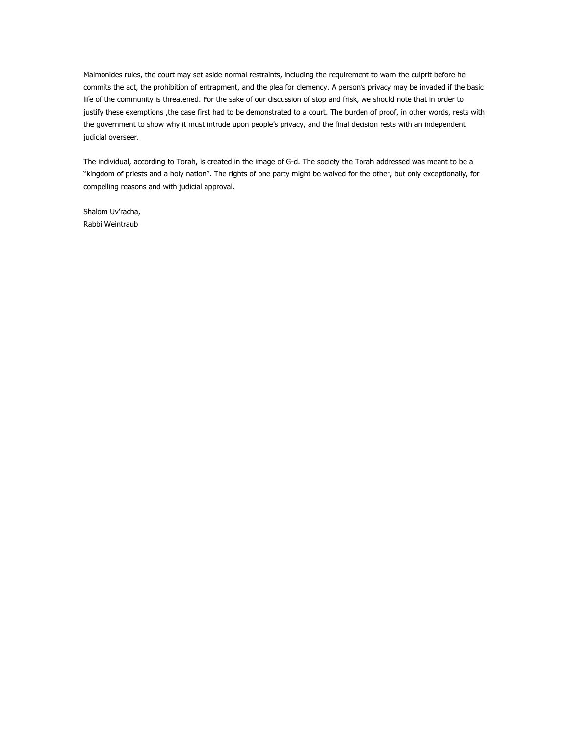Maimonides rules, the court may set aside normal restraints, including the requirement to warn the culprit before he commits the act, the prohibition of entrapment, and the plea for clemency. A person's privacy may be invaded if the basic life of the community is threatened. For the sake of our discussion of stop and frisk, we should note that in order to justify these exemptions ,the case first had to be demonstrated to a court. The burden of proof, in other words, rests with the government to show why it must intrude upon people's privacy, and the final decision rests with an independent judicial overseer.

The individual, according to Torah, is created in the image of G-d. The society the Torah addressed was meant to be a "kingdom of priests and a holy nation". The rights of one party might be waived for the other, but only exceptionally, for compelling reasons and with judicial approval.

Shalom Uv'racha,
Rabbi Weintraub